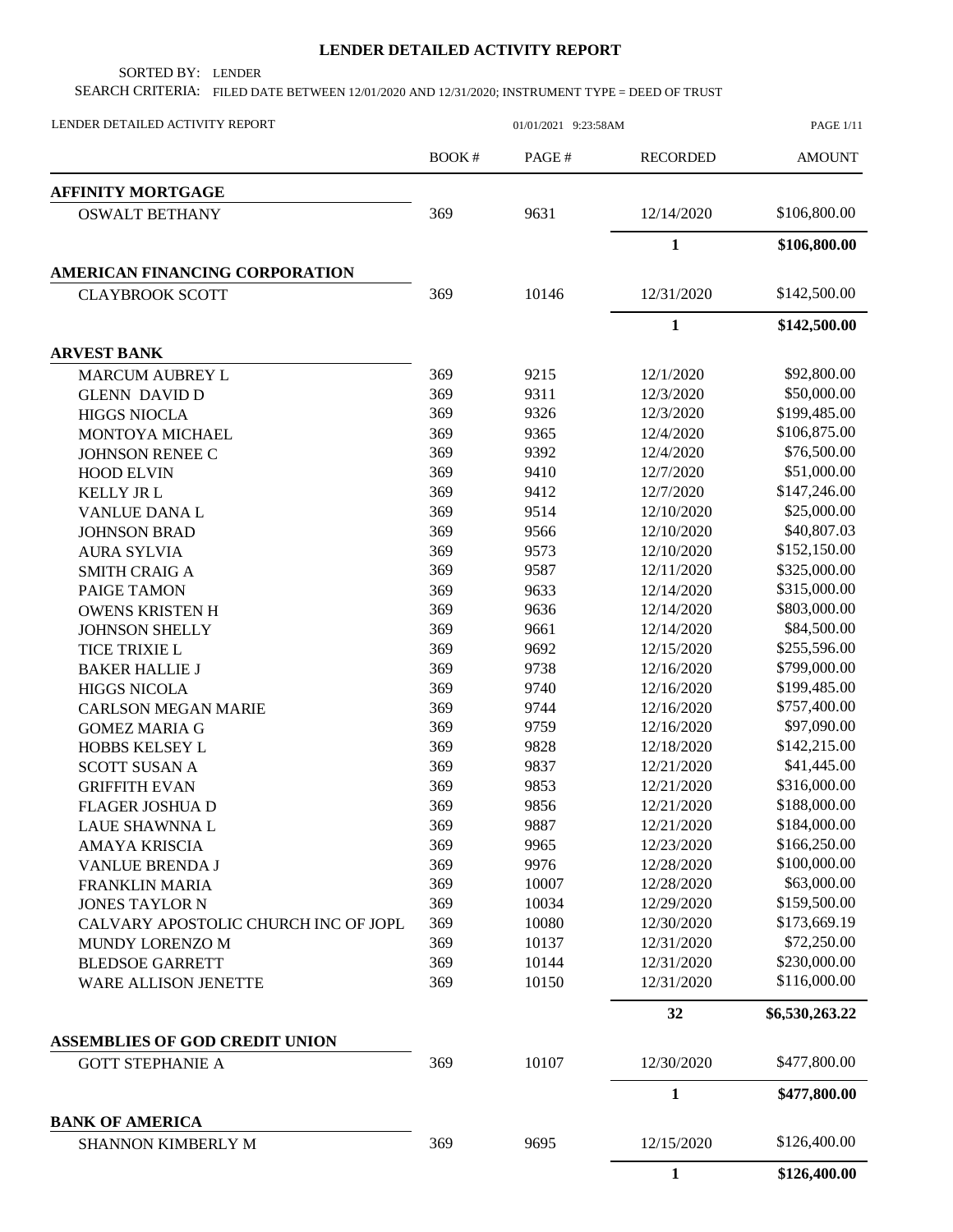# LENDER DETAILED ACTIVITY REPORT

SORTED BY: LENDER

SEARCH CRITERIA: FILED DATE BETWEEN 12/01/2020 AND 12/31/2020; INSTRUMENT TYPE = DEED OF TRUST

LENDER DETAILED ACTIVITY REPORT 01/01/2021 9:23:58AM

| | BOOK # | PAGE # | RECORDED | AMOUNT |
|---|---|---|---|---|
| **AFFINITY MORTGAGE** | | | | |
| OSWALT BETHANY | 369 | 9631 | 12/14/2020 | \$106,800.00 |
| | | | **1** | **\$106,800.00** |
| **AMERICAN FINANCING CORPORATION** | | | | |
| CLAYBROOK SCOTT | 369 | 10146 | 12/31/2020 | \$142,500.00 |
| | | | **1** | **\$142,500.00** |
| **ARVEST BANK** | | | | |
| MARCUM AUBREY L | 369 | 9215 | 12/1/2020 | \$92,800.00 |
| GLENN DAVID D | 369 | 9311 | 12/3/2020 | \$50,000.00 |
| HIGGS NIOCLA | 369 | 9326 | 12/3/2020 | \$199,485.00 |
| MONTOYA MICHAEL | 369 | 9365 | 12/4/2020 | \$106,875.00 |
| JOHNSON RENEE C | 369 | 9392 | 12/4/2020 | \$76,500.00 |
| HOOD ELVIN | 369 | 9410 | 12/7/2020 | \$51,000.00 |
| KELLY JR L | 369 | 9412 | 12/7/2020 | \$147,246.00 |
| VANLUE DANA L | 369 | 9514 | 12/10/2020 | \$25,000.00 |
| JOHNSON BRAD | 369 | 9566 | 12/10/2020 | \$40,807.03 |
| AURA SYLVIA | 369 | 9573 | 12/10/2020 | \$152,150.00 |
| SMITH CRAIG A | 369 | 9587 | 12/11/2020 | \$325,000.00 |
| PAIGE TAMON | 369 | 9633 | 12/14/2020 | \$315,000.00 |
| OWENS KRISTEN H | 369 | 9636 | 12/14/2020 | \$803,000.00 |
| JOHNSON SHELLY | 369 | 9661 | 12/14/2020 | \$84,500.00 |
| TICE TRIXIE L | 369 | 9692 | 12/15/2020 | \$255,596.00 |
| BAKER HALLIE J | 369 | 9738 | 12/16/2020 | \$799,000.00 |
| HIGGS NICOLA | 369 | 9740 | 12/16/2020 | \$199,485.00 |
| CARLSON MEGAN MARIE | 369 | 9744 | 12/16/2020 | \$757,400.00 |
| GOMEZ MARIA G | 369 | 9759 | 12/16/2020 | \$97,090.00 |
| HOBBS KELSEY L | 369 | 9828 | 12/18/2020 | \$142,215.00 |
| SCOTT SUSAN A | 369 | 9837 | 12/21/2020 | \$41,445.00 |
| GRIFFITH EVAN | 369 | 9853 | 12/21/2020 | \$316,000.00 |
| FLAGER JOSHUA D | 369 | 9856 | 12/21/2020 | \$188,000.00 |
| LAUE SHAWNNA L | 369 | 9887 | 12/21/2020 | \$184,000.00 |
| AMAYA KRISCIA | 369 | 9965 | 12/23/2020 | \$166,250.00 |
| VANLUE BRENDA J | 369 | 9976 | 12/28/2020 | \$100,000.00 |
| FRANKLIN MARIA | 369 | 10007 | 12/28/2020 | \$63,000.00 |
| JONES TAYLOR N | 369 | 10034 | 12/29/2020 | \$159,500.00 |
| CALVARY APOSTOLIC CHURCH INC OF JOPL | 369 | 10080 | 12/30/2020 | \$173,669.19 |
| MUNDY LORENZO M | 369 | 10137 | 12/31/2020 | \$72,250.00 |
| BLEDSOE GARRETT | 369 | 10144 | 12/31/2020 | \$230,000.00 |
| WARE ALLISON JENETTE | 369 | 10150 | 12/31/2020 | \$116,000.00 |
| | | | **32** | **\$6,530,263.22** |
| **ASSEMBLIES OF GOD CREDIT UNION** | | | | |
| GOTT STEPHANIE A | 369 | 10107 | 12/30/2020 | \$477,800.00 |
| | | | **1** | **\$477,800.00** |
| **BANK OF AMERICA** | | | | |
| SHANNON KIMBERLY M | 369 | 9695 | 12/15/2020 | \$126,400.00 |
| | | | **1** | **\$126,400.00** |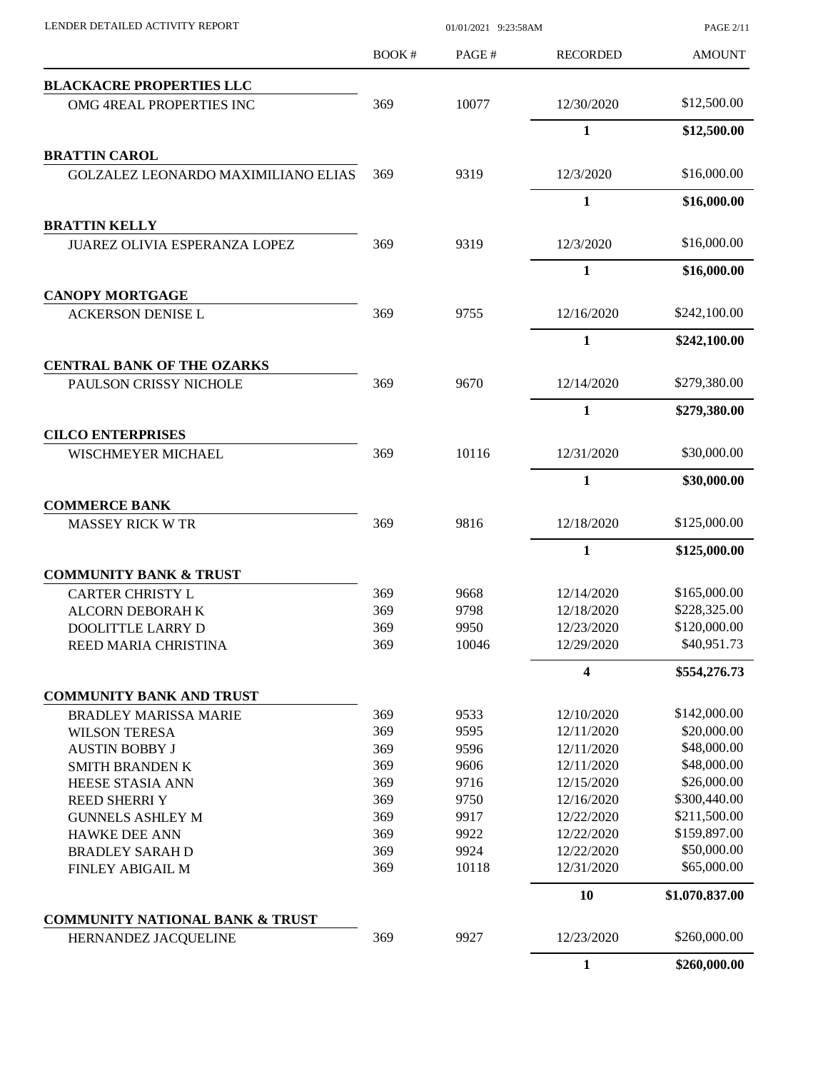| | BOOK # | PAGE # | RECORDED | AMOUNT |
|---|---|---|---|---|
| **BLACKACRE PROPERTIES LLC** | | | | |
| OMG 4REAL PROPERTIES INC | 369 | 10077 | 12/30/2020 | $12,500.00 |
| | | | **1** | **$12,500.00** |
| **BRATTIN CAROL** | | | | |
| GOLZALEZ LEONARDO MAXIMILIANO ELIAS | 369 | 9319 | 12/3/2020 | $16,000.00 |
| | | | **1** | **$16,000.00** |
| **BRATTIN KELLY** | | | | |
| JUAREZ OLIVIA ESPERANZA LOPEZ | 369 | 9319 | 12/3/2020 | $16,000.00 |
| | | | **1** | **$16,000.00** |
| **CANOPY MORTGAGE** | | | | |
| ACKERSON DENISE L | 369 | 9755 | 12/16/2020 | $242,100.00 |
| | | | **1** | **$242,100.00** |
| **CENTRAL BANK OF THE OZARKS** | | | | |
| PAULSON CRISSY NICHOLE | 369 | 9670 | 12/14/2020 | $279,380.00 |
| | | | **1** | **$279,380.00** |
| **CILCO ENTERPRISES** | | | | |
| WISCHMEYER MICHAEL | 369 | 10116 | 12/31/2020 | $30,000.00 |
| | | | **1** | **$30,000.00** |
| **COMMERCE BANK** | | | | |
| MASSEY RICK W TR | 369 | 9816 | 12/18/2020 | $125,000.00 |
| | | | **1** | **$125,000.00** |
| **COMMUNITY BANK & TRUST** | | | | |
| CARTER CHRISTY L | 369 | 9668 | 12/14/2020 | $165,000.00 |
| ALCORN DEBORAH K | 369 | 9798 | 12/18/2020 | $228,325.00 |
| DOOLITTLE LARRY D | 369 | 9950 | 12/23/2020 | $120,000.00 |
| REED MARIA CHRISTINA | 369 | 10046 | 12/29/2020 | $40,951.73 |
| | | | **4** | **$554,276.73** |
| **COMMUNITY BANK AND TRUST** | | | | |
| BRADLEY MARISSA MARIE | 369 | 9533 | 12/10/2020 | $142,000.00 |
| WILSON TERESA | 369 | 9595 | 12/11/2020 | $20,000.00 |
| AUSTIN BOBBY J | 369 | 9596 | 12/11/2020 | $48,000.00 |
| SMITH BRANDEN K | 369 | 9606 | 12/11/2020 | $48,000.00 |
| HEESE STASIA ANN | 369 | 9716 | 12/15/2020 | $26,000.00 |
| REED SHERRI Y | 369 | 9750 | 12/16/2020 | $300,440.00 |
| GUNNELS ASHLEY M | 369 | 9917 | 12/22/2020 | $211,500.00 |
| HAWKE DEE ANN | 369 | 9922 | 12/22/2020 | $159,897.00 |
| BRADLEY SARAH D | 369 | 9924 | 12/22/2020 | $50,000.00 |
| FINLEY ABIGAIL M | 369 | 10118 | 12/31/2020 | $65,000.00 |
| | | | **10** | **$1,070,837.00** |
| **COMMUNITY NATIONAL BANK & TRUST** | | | | |
| HERNANDEZ JACQUELINE | 369 | 9927 | 12/23/2020 | $260,000.00 |
| | | | **1** | **$260,000.00** |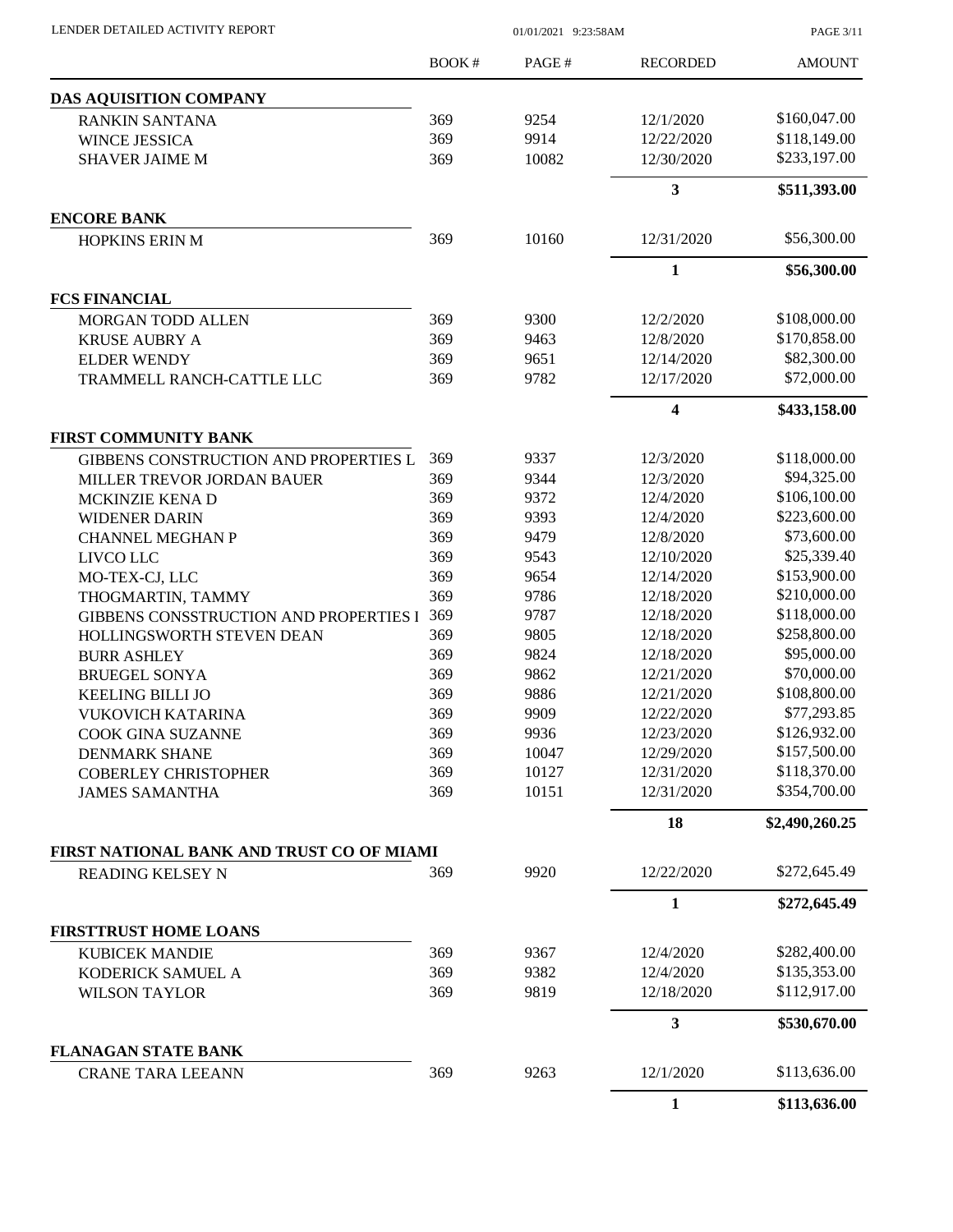| | BOOK # | PAGE # | RECORDED | AMOUNT |
|---|---|---|---|---|
| **DAS AQUISITION COMPANY** | | | | |
| RANKIN SANTANA | 369 | 9254 | 12/1/2020 | $160,047.00 |
| WINCE JESSICA | 369 | 9914 | 12/22/2020 | $118,149.00 |
| SHAVER JAIME M | 369 | 10082 | 12/30/2020 | $233,197.00 |
| | | | **3** | **$511,393.00** |
| **ENCORE BANK** | | | | |
| HOPKINS ERIN M | 369 | 10160 | 12/31/2020 | $56,300.00 |
| | | | **1** | **$56,300.00** |
| **FCS FINANCIAL** | | | | |
| MORGAN TODD ALLEN | 369 | 9300 | 12/2/2020 | $108,000.00 |
| KRUSE AUBRY A | 369 | 9463 | 12/8/2020 | $170,858.00 |
| ELDER WENDY | 369 | 9651 | 12/14/2020 | $82,300.00 |
| TRAMMELL RANCH-CATTLE LLC | 369 | 9782 | 12/17/2020 | $72,000.00 |
| | | | **4** | **$433,158.00** |
| **FIRST COMMUNITY BANK** | | | | |
| GIBBENS CONSTRUCTION AND PROPERTIES L | 369 | 9337 | 12/3/2020 | $118,000.00 |
| MILLER TREVOR JORDAN BAUER | 369 | 9344 | 12/3/2020 | $94,325.00 |
| MCKINZIE KENA D | 369 | 9372 | 12/4/2020 | $106,100.00 |
| WIDENER DARIN | 369 | 9393 | 12/4/2020 | $223,600.00 |
| CHANNEL MEGHAN P | 369 | 9479 | 12/8/2020 | $73,600.00 |
| LIVCO LLC | 369 | 9543 | 12/10/2020 | $25,339.40 |
| MO-TEX-CJ, LLC | 369 | 9654 | 12/14/2020 | $153,900.00 |
| THOGMARTIN, TAMMY | 369 | 9786 | 12/18/2020 | $210,000.00 |
| GIBBENS CONSSTRUCTION AND PROPERTIES I | 369 | 9787 | 12/18/2020 | $118,000.00 |
| HOLLINGSWORTH STEVEN DEAN | 369 | 9805 | 12/18/2020 | $258,800.00 |
| BURR ASHLEY | 369 | 9824 | 12/18/2020 | $95,000.00 |
| BRUEGEL SONYA | 369 | 9862 | 12/21/2020 | $70,000.00 |
| KEELING BILLI JO | 369 | 9886 | 12/21/2020 | $108,800.00 |
| VUKOVICH KATARINA | 369 | 9909 | 12/22/2020 | $77,293.85 |
| COOK GINA SUZANNE | 369 | 9936 | 12/23/2020 | $126,932.00 |
| DENMARK SHANE | 369 | 10047 | 12/29/2020 | $157,500.00 |
| COBERLEY CHRISTOPHER | 369 | 10127 | 12/31/2020 | $118,370.00 |
| JAMES SAMANTHA | 369 | 10151 | 12/31/2020 | $354,700.00 |
| | | | **18** | **$2,490,260.25** |
| **FIRST NATIONAL BANK AND TRUST CO OF MIAMI** | | | | |
| READING KELSEY N | 369 | 9920 | 12/22/2020 | $272,645.49 |
| | | | **1** | **$272,645.49** |
| **FIRSTTRUST HOME LOANS** | | | | |
| KUBICEK MANDIE | 369 | 9367 | 12/4/2020 | $282,400.00 |
| KODERICK SAMUEL A | 369 | 9382 | 12/4/2020 | $135,353.00 |
| WILSON TAYLOR | 369 | 9819 | 12/18/2020 | $112,917.00 |
| | | | **3** | **$530,670.00** |
| **FLANAGAN STATE BANK** | | | | |
| CRANE TARA LEEANN | 369 | 9263 | 12/1/2020 | $113,636.00 |
| | | | **1** | **$113,636.00** |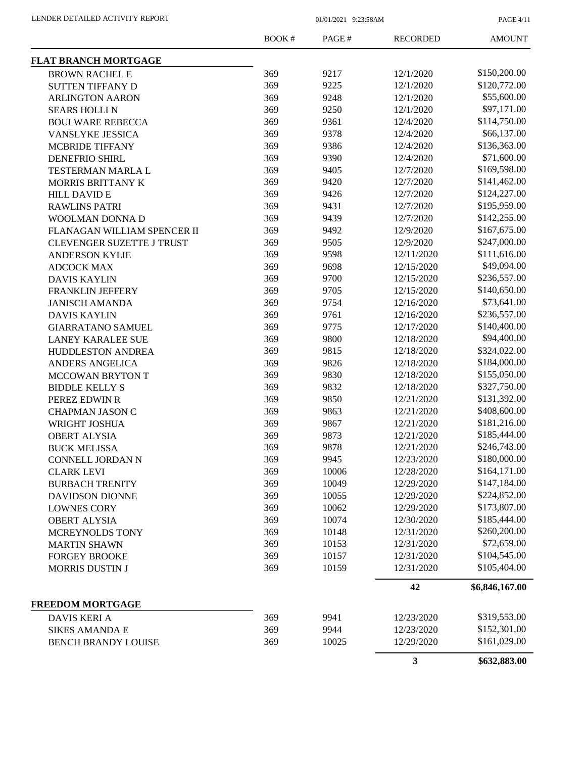LENDER DETAILED ACTIVITY REPORT 01/01/2021 9:23:58AM

| | BOOK # | PAGE # | RECORDED | AMOUNT |
|---|---|---|---|---|
| **FLAT BRANCH MORTGAGE** | | | | |
| BROWN RACHEL E | 369 | 9217 | 12/1/2020 | \$150,200.00 |
| SUTTEN TIFFANY D | 369 | 9225 | 12/1/2020 | \$120,772.00 |
| ARLINGTON AARON | 369 | 9248 | 12/1/2020 | \$55,600.00 |
| SEARS HOLLI N | 369 | 9250 | 12/1/2020 | \$97,171.00 |
| BOULWARE REBECCA | 369 | 9361 | 12/4/2020 | \$114,750.00 |
| VANSLYKE JESSICA | 369 | 9378 | 12/4/2020 | \$66,137.00 |
| MCBRIDE TIFFANY | 369 | 9386 | 12/4/2020 | \$136,363.00 |
| DENEFRIO SHIRL | 369 | 9390 | 12/4/2020 | \$71,600.00 |
| TESTERMAN MARLA L | 369 | 9405 | 12/7/2020 | \$169,598.00 |
| MORRIS BRITTANY K | 369 | 9420 | 12/7/2020 | \$141,462.00 |
| HILL DAVID E | 369 | 9426 | 12/7/2020 | \$124,227.00 |
| RAWLINS PATRI | 369 | 9431 | 12/7/2020 | \$195,959.00 |
| WOOLMAN DONNA D | 369 | 9439 | 12/7/2020 | \$142,255.00 |
| FLANAGAN WILLIAM SPENCER II | 369 | 9492 | 12/9/2020 | \$167,675.00 |
| CLEVENGER SUZETTE J TRUST | 369 | 9505 | 12/9/2020 | \$247,000.00 |
| ANDERSON KYLIE | 369 | 9598 | 12/11/2020 | \$111,616.00 |
| ADCOCK MAX | 369 | 9698 | 12/15/2020 | \$49,094.00 |
| DAVIS KAYLIN | 369 | 9700 | 12/15/2020 | \$236,557.00 |
| FRANKLIN JEFFERY | 369 | 9705 | 12/15/2020 | \$140,650.00 |
| JANISCH AMANDA | 369 | 9754 | 12/16/2020 | \$73,641.00 |
| DAVIS KAYLIN | 369 | 9761 | 12/16/2020 | \$236,557.00 |
| GIARRATANO SAMUEL | 369 | 9775 | 12/17/2020 | \$140,400.00 |
| LANEY KARALEE SUE | 369 | 9800 | 12/18/2020 | \$94,400.00 |
| HUDDLESTON ANDREA | 369 | 9815 | 12/18/2020 | \$324,022.00 |
| ANDERS ANGELICA | 369 | 9826 | 12/18/2020 | \$184,000.00 |
| MCCOWAN BRYTON T | 369 | 9830 | 12/18/2020 | \$155,050.00 |
| BIDDLE KELLY S | 369 | 9832 | 12/18/2020 | \$327,750.00 |
| PEREZ EDWIN R | 369 | 9850 | 12/21/2020 | \$131,392.00 |
| CHAPMAN JASON C | 369 | 9863 | 12/21/2020 | \$408,600.00 |
| WRIGHT JOSHUA | 369 | 9867 | 12/21/2020 | \$181,216.00 |
| OBERT ALYSIA | 369 | 9873 | 12/21/2020 | \$185,444.00 |
| BUCK MELISSA | 369 | 9878 | 12/21/2020 | \$246,743.00 |
| CONNELL JORDAN N | 369 | 9945 | 12/23/2020 | \$180,000.00 |
| CLARK LEVI | 369 | 10006 | 12/28/2020 | \$164,171.00 |
| BURBACH TRENITY | 369 | 10049 | 12/29/2020 | \$147,184.00 |
| DAVIDSON DIONNE | 369 | 10055 | 12/29/2020 | \$224,852.00 |
| LOWNES CORY | 369 | 10062 | 12/29/2020 | \$173,807.00 |
| OBERT ALYSIA | 369 | 10074 | 12/30/2020 | \$185,444.00 |
| MCREYNOLDS TONY | 369 | 10148 | 12/31/2020 | \$260,200.00 |
| MARTIN SHAWN | 369 | 10153 | 12/31/2020 | \$72,659.00 |
| FORGEY BROOKE | 369 | 10157 | 12/31/2020 | \$104,545.00 |
| MORRIS DUSTIN J | 369 | 10159 | 12/31/2020 | \$105,404.00 |
| | | | **42** | **\$6,846,167.00** |
| **FREEDOM MORTGAGE** | | | | |
| DAVIS KERI A | 369 | 9941 | 12/23/2020 | \$319,553.00 |
| SIKES AMANDA E | 369 | 9944 | 12/23/2020 | \$152,301.00 |
| BENCH BRANDY LOUISE | 369 | 10025 | 12/29/2020 | \$161,029.00 |
| | | | **3** | **\$632,883.00** |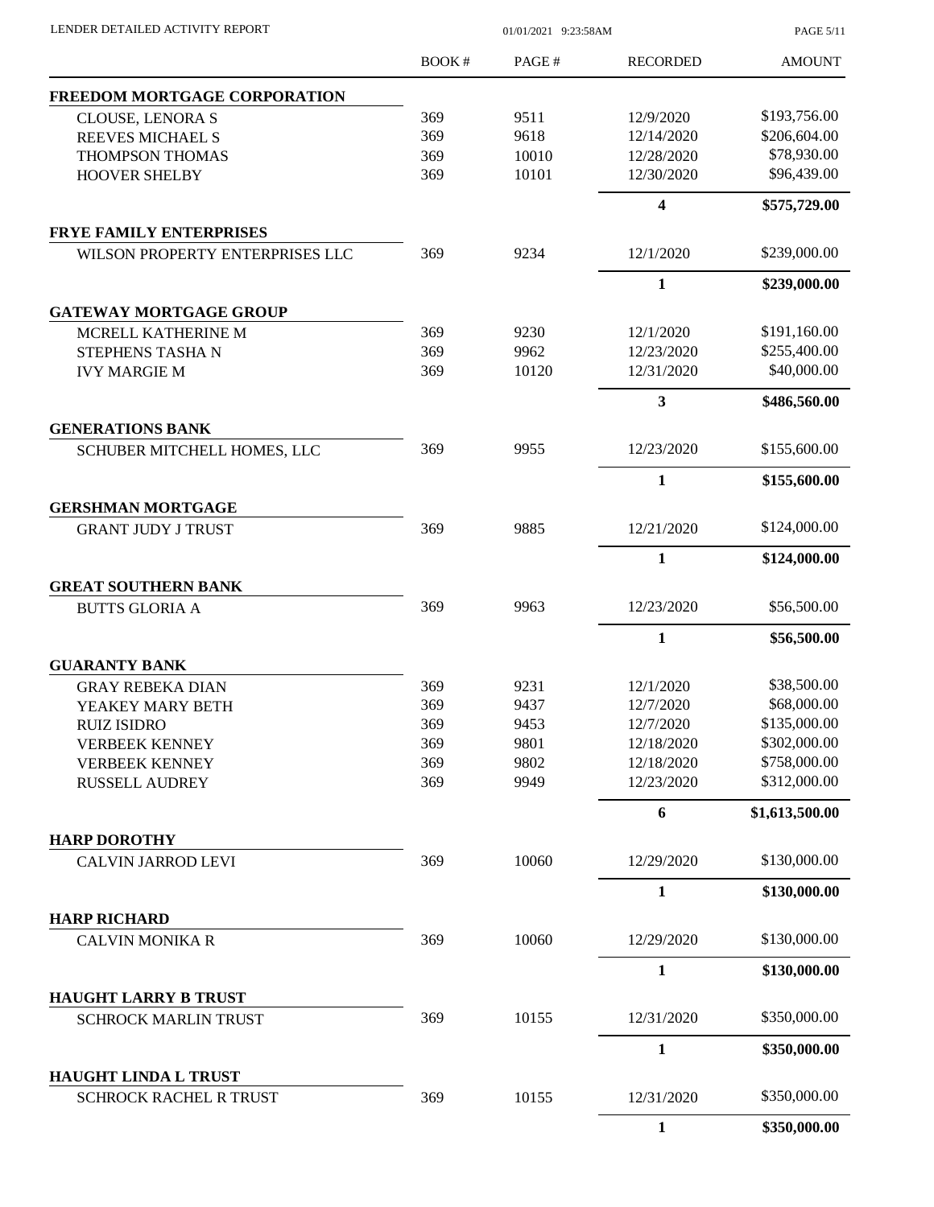| | BOOK # | PAGE # | RECORDED | AMOUNT |
|---|---|---|---|---|
| **FREEDOM MORTGAGE CORPORATION** | | | | |
| CLOUSE, LENORA S | 369 | 9511 | 12/9/2020 | $193,756.00 |
| REEVES MICHAEL S | 369 | 9618 | 12/14/2020 | $206,604.00 |
| THOMPSON THOMAS | 369 | 10010 | 12/28/2020 | $78,930.00 |
| HOOVER SHELBY | 369 | 10101 | 12/30/2020 | $96,439.00 |
| | | | **4** | **$575,729.00** |
| **FRYE FAMILY ENTERPRISES** | | | | |
| WILSON PROPERTY ENTERPRISES LLC | 369 | 9234 | 12/1/2020 | $239,000.00 |
| | | | **1** | **$239,000.00** |
| **GATEWAY MORTGAGE GROUP** | | | | |
| MCRELL KATHERINE M | 369 | 9230 | 12/1/2020 | $191,160.00 |
| STEPHENS TASHA N | 369 | 9962 | 12/23/2020 | $255,400.00 |
| IVY MARGIE M | 369 | 10120 | 12/31/2020 | $40,000.00 |
| | | | **3** | **$486,560.00** |
| **GENERATIONS BANK** | | | | |
| SCHUBER MITCHELL HOMES, LLC | 369 | 9955 | 12/23/2020 | $155,600.00 |
| | | | **1** | **$155,600.00** |
| **GERSHMAN MORTGAGE** | | | | |
| GRANT JUDY J TRUST | 369 | 9885 | 12/21/2020 | $124,000.00 |
| | | | **1** | **$124,000.00** |
| **GREAT SOUTHERN BANK** | | | | |
| BUTTS GLORIA A | 369 | 9963 | 12/23/2020 | $56,500.00 |
| | | | **1** | **$56,500.00** |
| **GUARANTY BANK** | | | | |
| GRAY REBEKA DIAN | 369 | 9231 | 12/1/2020 | $38,500.00 |
| YEAKEY MARY BETH | 369 | 9437 | 12/7/2020 | $68,000.00 |
| RUIZ ISIDRO | 369 | 9453 | 12/7/2020 | $135,000.00 |
| VERBEEK KENNEY | 369 | 9801 | 12/18/2020 | $302,000.00 |
| VERBEEK KENNEY | 369 | 9802 | 12/18/2020 | $758,000.00 |
| RUSSELL AUDREY | 369 | 9949 | 12/23/2020 | $312,000.00 |
| | | | **6** | **$1,613,500.00** |
| **HARP DOROTHY** | | | | |
| CALVIN JARROD LEVI | 369 | 10060 | 12/29/2020 | $130,000.00 |
| | | | **1** | **$130,000.00** |
| **HARP RICHARD** | | | | |
| CALVIN MONIKA R | 369 | 10060 | 12/29/2020 | $130,000.00 |
| | | | **1** | **$130,000.00** |
| **HAUGHT LARRY B TRUST** | | | | |
| SCHROCK MARLIN TRUST | 369 | 10155 | 12/31/2020 | $350,000.00 |
| | | | **1** | **$350,000.00** |
| **HAUGHT LINDA L TRUST** | | | | |
| SCHROCK RACHEL R TRUST | 369 | 10155 | 12/31/2020 | $350,000.00 |
| | | | **1** | **$350,000.00** |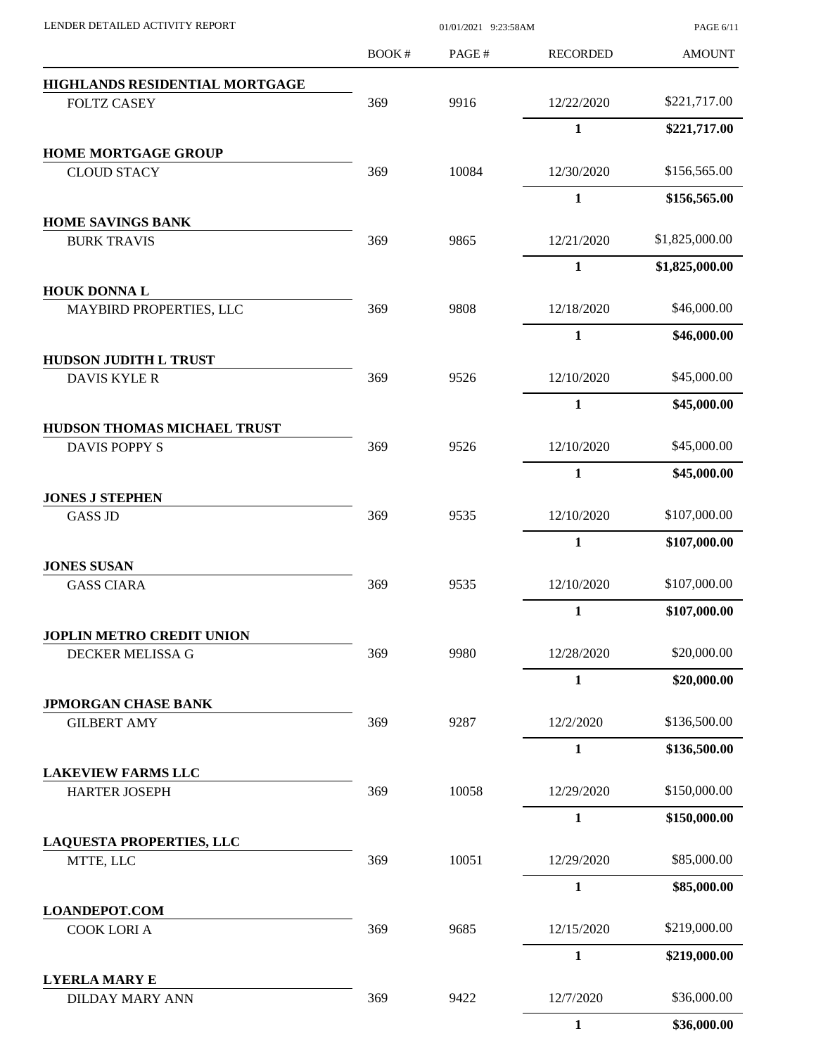LENDER DETAILED ACTIVITY REPORT

01/01/2021 9:23:58AM

| | BOOK # | PAGE # | RECORDED | AMOUNT |
|---|---|---|---|---|
| **HIGHLANDS RESIDENTIAL MORTGAGE** | | | | |
| FOLTZ CASEY | 369 | 9916 | 12/22/2020 | $221,717.00 |
| | | | **1** | **$221,717.00** |
| **HOME MORTGAGE GROUP** | | | | |
| CLOUD STACY | 369 | 10084 | 12/30/2020 | $156,565.00 |
| | | | **1** | **$156,565.00** |
| **HOME SAVINGS BANK** | | | | |
| BURK TRAVIS | 369 | 9865 | 12/21/2020 | $1,825,000.00 |
| | | | **1** | **$1,825,000.00** |
| **HOUK DONNA L** | | | | |
| MAYBIRD PROPERTIES, LLC | 369 | 9808 | 12/18/2020 | $46,000.00 |
| | | | **1** | **$46,000.00** |
| **HUDSON JUDITH L TRUST** | | | | |
| DAVIS KYLE R | 369 | 9526 | 12/10/2020 | $45,000.00 |
| | | | **1** | **$45,000.00** |
| **HUDSON THOMAS MICHAEL TRUST** | | | | |
| DAVIS POPPY S | 369 | 9526 | 12/10/2020 | $45,000.00 |
| | | | **1** | **$45,000.00** |
| **JONES J STEPHEN** | | | | |
| GASS JD | 369 | 9535 | 12/10/2020 | $107,000.00 |
| | | | **1** | **$107,000.00** |
| **JONES SUSAN** | | | | |
| GASS CIARA | 369 | 9535 | 12/10/2020 | $107,000.00 |
| | | | **1** | **$107,000.00** |
| **JOPLIN METRO CREDIT UNION** | | | | |
| DECKER MELISSA G | 369 | 9980 | 12/28/2020 | $20,000.00 |
| | | | **1** | **$20,000.00** |
| **JPMORGAN CHASE BANK** | | | | |
| GILBERT AMY | 369 | 9287 | 12/2/2020 | $136,500.00 |
| | | | **1** | **$136,500.00** |
| **LAKEVIEW FARMS LLC** | | | | |
| HARTER JOSEPH | 369 | 10058 | 12/29/2020 | $150,000.00 |
| | | | **1** | **$150,000.00** |
| **LAQUESTA PROPERTIES, LLC** | | | | |
| MTTE, LLC | 369 | 10051 | 12/29/2020 | $85,000.00 |
| | | | **1** | **$85,000.00** |
| **LOANDEPOT.COM** | | | | |
| COOK LORI A | 369 | 9685 | 12/15/2020 | $219,000.00 |
| | | | **1** | **$219,000.00** |
| **LYERLA MARY E** | | | | |
| DILDAY MARY ANN | 369 | 9422 | 12/7/2020 | $36,000.00 |
| | | | **1** | **$36,000.00** |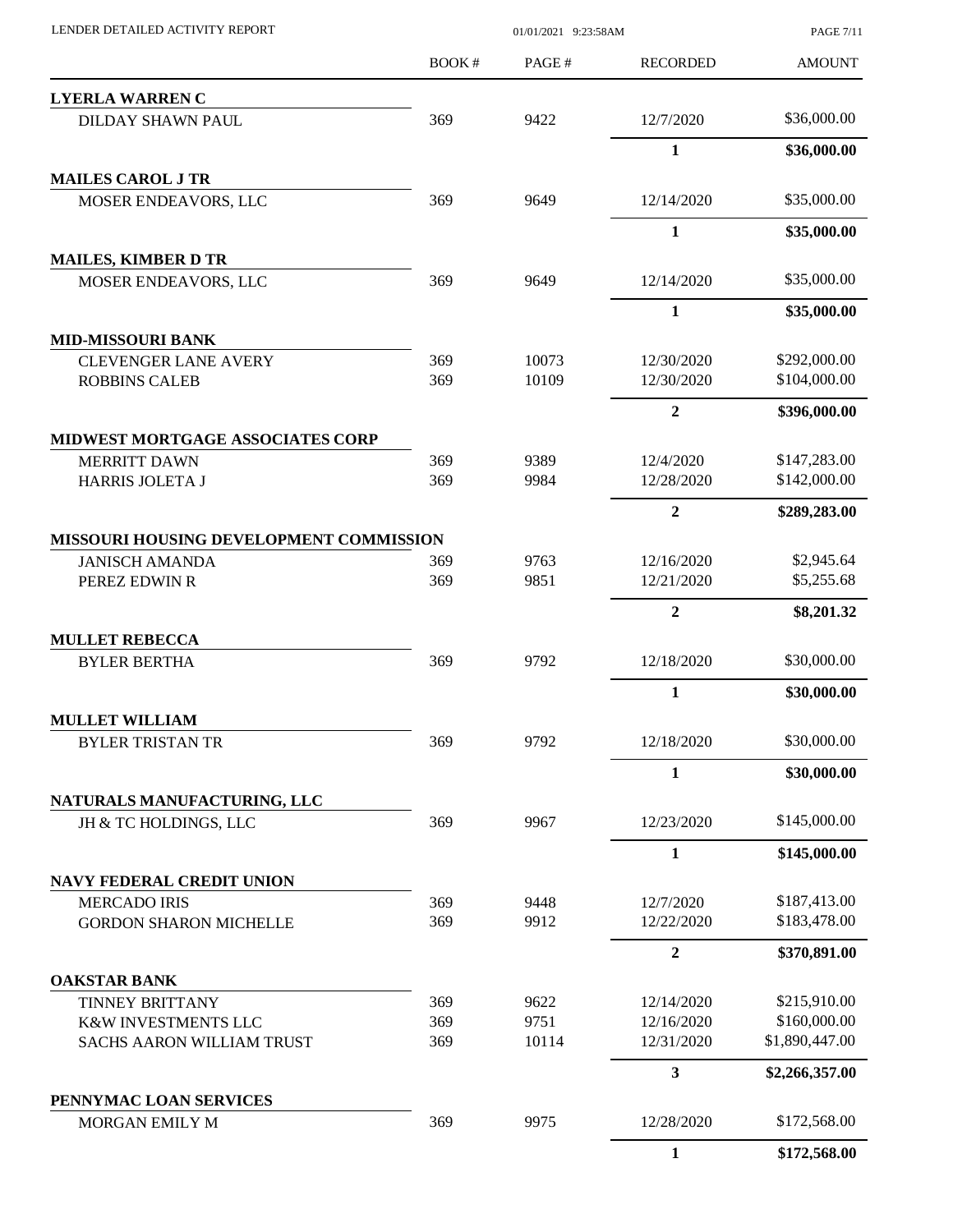| | BOOK # | PAGE # | RECORDED | AMOUNT |
|---|---|---|---|---|
| **LYERLA WARREN C** | | | | |
| DILDAY SHAWN PAUL | 369 | 9422 | 12/7/2020 | $36,000.00 |
| | | | **1** | **$36,000.00** |
| **MAILES CAROL J TR** | | | | |
| MOSER ENDEAVORS, LLC | 369 | 9649 | 12/14/2020 | $35,000.00 |
| | | | **1** | **$35,000.00** |
| **MAILES, KIMBER D TR** | | | | |
| MOSER ENDEAVORS, LLC | 369 | 9649 | 12/14/2020 | $35,000.00 |
| | | | **1** | **$35,000.00** |
| **MID-MISSOURI BANK** | | | | |
| CLEVENGER LANE AVERY | 369 | 10073 | 12/30/2020 | $292,000.00 |
| ROBBINS CALEB | 369 | 10109 | 12/30/2020 | $104,000.00 |
| | | | **2** | **$396,000.00** |
| **MIDWEST MORTGAGE ASSOCIATES CORP** | | | | |
| MERRITT DAWN | 369 | 9389 | 12/4/2020 | $147,283.00 |
| HARRIS JOLETA J | 369 | 9984 | 12/28/2020 | $142,000.00 |
| | | | **2** | **$289,283.00** |
| **MISSOURI HOUSING DEVELOPMENT COMMISSION** | | | | |
| JANISCH AMANDA | 369 | 9763 | 12/16/2020 | $2,945.64 |
| PEREZ EDWIN R | 369 | 9851 | 12/21/2020 | $5,255.68 |
| | | | **2** | **$8,201.32** |
| **MULLET REBECCA** | | | | |
| BYLER BERTHA | 369 | 9792 | 12/18/2020 | $30,000.00 |
| | | | **1** | **$30,000.00** |
| **MULLET WILLIAM** | | | | |
| BYLER TRISTAN TR | 369 | 9792 | 12/18/2020 | $30,000.00 |
| | | | **1** | **$30,000.00** |
| **NATURALS MANUFACTURING, LLC** | | | | |
| JH & TC HOLDINGS, LLC | 369 | 9967 | 12/23/2020 | $145,000.00 |
| | | | **1** | **$145,000.00** |
| **NAVY FEDERAL CREDIT UNION** | | | | |
| MERCADO IRIS | 369 | 9448 | 12/7/2020 | $187,413.00 |
| GORDON SHARON MICHELLE | 369 | 9912 | 12/22/2020 | $183,478.00 |
| | | | **2** | **$370,891.00** |
| **OAKSTAR BANK** | | | | |
| TINNEY BRITTANY | 369 | 9622 | 12/14/2020 | $215,910.00 |
| K&W INVESTMENTS LLC | 369 | 9751 | 12/16/2020 | $160,000.00 |
| SACHS AARON WILLIAM TRUST | 369 | 10114 | 12/31/2020 | $1,890,447.00 |
| | | | **3** | **$2,266,357.00** |
| **PENNYMAC LOAN SERVICES** | | | | |
| MORGAN EMILY M | 369 | 9975 | 12/28/2020 | $172,568.00 |
| | | | **1** | **$172,568.00** |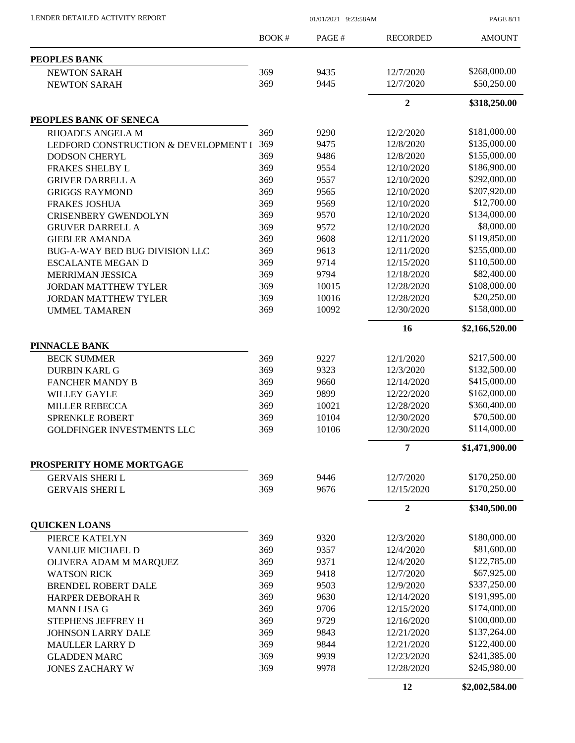LENDER DETAILED ACTIVITY REPORT

01/01/2021 9:23:58AM

| | BOOK # | PAGE # | RECORDED | AMOUNT |
|---|---|---|---|---|
| **PEOPLES BANK** | | | | |
| NEWTON SARAH | 369 | 9435 | 12/7/2020 | \$268,000.00 |
| NEWTON SARAH | 369 | 9445 | 12/7/2020 | \$50,250.00 |
| | | | **2** | **\$318,250.00** |
| **PEOPLES BANK OF SENECA** | | | | |
| RHOADES ANGELA M | 369 | 9290 | 12/2/2020 | \$181,000.00 |
| LEDFORD CONSTRUCTION & DEVELOPMENT I | 369 | 9475 | 12/8/2020 | \$135,000.00 |
| DODSON CHERYL | 369 | 9486 | 12/8/2020 | \$155,000.00 |
| FRAKES SHELBY L | 369 | 9554 | 12/10/2020 | \$186,900.00 |
| GRIVER DARRELL A | 369 | 9557 | 12/10/2020 | \$292,000.00 |
| GRIGGS RAYMOND | 369 | 9565 | 12/10/2020 | \$207,920.00 |
| FRAKES JOSHUA | 369 | 9569 | 12/10/2020 | \$12,700.00 |
| CRISENBERY GWENDOLYN | 369 | 9570 | 12/10/2020 | \$134,000.00 |
| GRUVER DARRELL A | 369 | 9572 | 12/10/2020 | \$8,000.00 |
| GIEBLER AMANDA | 369 | 9608 | 12/11/2020 | \$119,850.00 |
| BUG-A-WAY BED BUG DIVISION LLC | 369 | 9613 | 12/11/2020 | \$255,000.00 |
| ESCALANTE MEGAN D | 369 | 9714 | 12/15/2020 | \$110,500.00 |
| MERRIMAN JESSICA | 369 | 9794 | 12/18/2020 | \$82,400.00 |
| JORDAN MATTHEW TYLER | 369 | 10015 | 12/28/2020 | \$108,000.00 |
| JORDAN MATTHEW TYLER | 369 | 10016 | 12/28/2020 | \$20,250.00 |
| UMMEL TAMAREN | 369 | 10092 | 12/30/2020 | \$158,000.00 |
| | | | **16** | **\$2,166,520.00** |
| **PINNACLE BANK** | | | | |
| BECK SUMMER | 369 | 9227 | 12/1/2020 | \$217,500.00 |
| DURBIN KARL G | 369 | 9323 | 12/3/2020 | \$132,500.00 |
| FANCHER MANDY B | 369 | 9660 | 12/14/2020 | \$415,000.00 |
| WILLEY GAYLE | 369 | 9899 | 12/22/2020 | \$162,000.00 |
| MILLER REBECCA | 369 | 10021 | 12/28/2020 | \$360,400.00 |
| SPRENKLE ROBERT | 369 | 10104 | 12/30/2020 | \$70,500.00 |
| GOLDFINGER INVESTMENTS LLC | 369 | 10106 | 12/30/2020 | \$114,000.00 |
| | | | **7** | **\$1,471,900.00** |
| **PROSPERITY HOME MORTGAGE** | | | | |
| GERVAIS SHERI L | 369 | 9446 | 12/7/2020 | \$170,250.00 |
| GERVAIS SHERI L | 369 | 9676 | 12/15/2020 | \$170,250.00 |
| | | | **2** | **\$340,500.00** |
| **QUICKEN LOANS** | | | | |
| PIERCE KATELYN | 369 | 9320 | 12/3/2020 | \$180,000.00 |
| VANLUE MICHAEL D | 369 | 9357 | 12/4/2020 | \$81,600.00 |
| OLIVERA ADAM M MARQUEZ | 369 | 9371 | 12/4/2020 | \$122,785.00 |
| WATSON RICK | 369 | 9418 | 12/7/2020 | \$67,925.00 |
| BRENDEL ROBERT DALE | 369 | 9503 | 12/9/2020 | \$337,250.00 |
| HARPER DEBORAH R | 369 | 9630 | 12/14/2020 | \$191,995.00 |
| MANN LISA G | 369 | 9706 | 12/15/2020 | \$174,000.00 |
| STEPHENS JEFFREY H | 369 | 9729 | 12/16/2020 | \$100,000.00 |
| JOHNSON LARRY DALE | 369 | 9843 | 12/21/2020 | \$137,264.00 |
| MAULLER LARRY D | 369 | 9844 | 12/21/2020 | \$122,400.00 |
| GLADDEN MARC | 369 | 9939 | 12/23/2020 | \$241,385.00 |
| JONES ZACHARY W | 369 | 9978 | 12/28/2020 | \$245,980.00 |
| | | | **12** | **\$2,002,584.00** |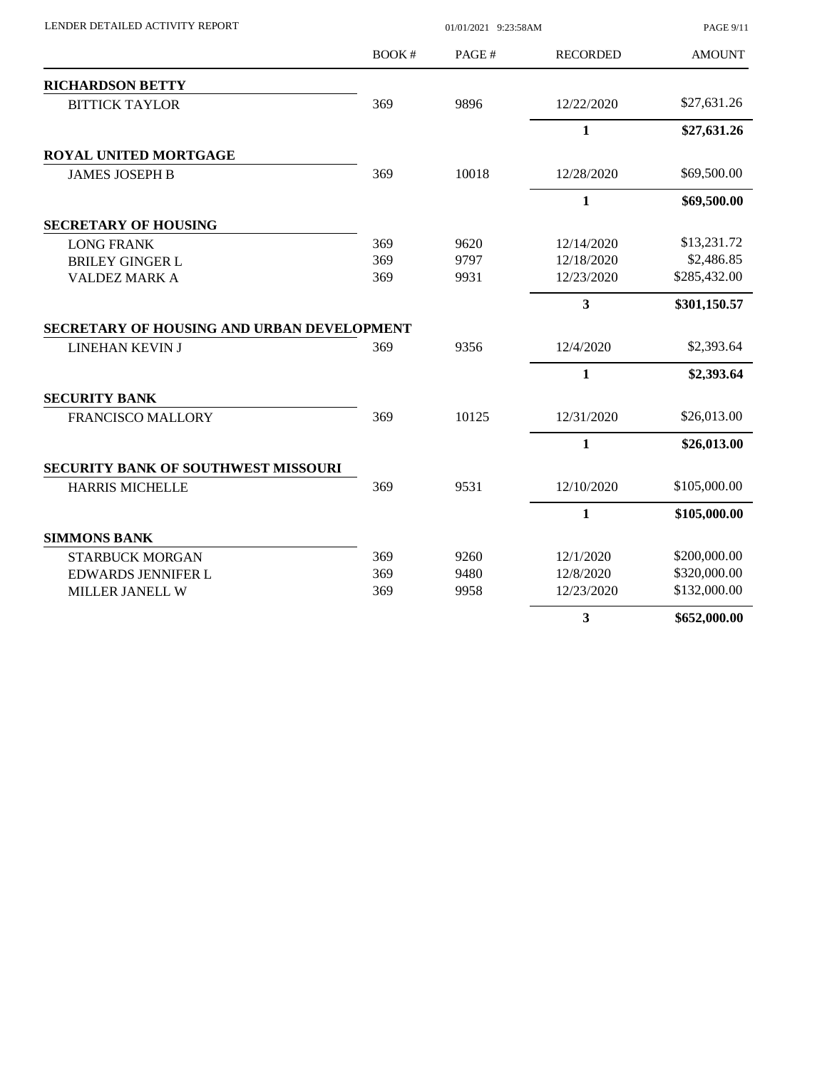| | BOOK # | PAGE # | RECORDED | AMOUNT |
|---|---|---|---|---|
| **RICHARDSON BETTY** | | | | |
| BITTICK TAYLOR | 369 | 9896 | 12/22/2020 | $27,631.26 |
| | | | **1** | **$27,631.26** |
| **ROYAL UNITED MORTGAGE** | | | | |
| JAMES JOSEPH B | 369 | 10018 | 12/28/2020 | $69,500.00 |
| | | | **1** | **$69,500.00** |
| **SECRETARY OF HOUSING** | | | | |
| LONG FRANK | 369 | 9620 | 12/14/2020 | $13,231.72 |
| BRILEY GINGER L | 369 | 9797 | 12/18/2020 | $2,486.85 |
| VALDEZ MARK A | 369 | 9931 | 12/23/2020 | $285,432.00 |
| | | | **3** | **$301,150.57** |
| **SECRETARY OF HOUSING AND URBAN DEVELOPMENT** | | | | |
| LINEHAN KEVIN J | 369 | 9356 | 12/4/2020 | $2,393.64 |
| | | | **1** | **$2,393.64** |
| **SECURITY BANK** | | | | |
| FRANCISCO MALLORY | 369 | 10125 | 12/31/2020 | $26,013.00 |
| | | | **1** | **$26,013.00** |
| **SECURITY BANK OF SOUTHWEST MISSOURI** | | | | |
| HARRIS MICHELLE | 369 | 9531 | 12/10/2020 | $105,000.00 |
| | | | **1** | **$105,000.00** |
| **SIMMONS BANK** | | | | |
| STARBUCK MORGAN | 369 | 9260 | 12/1/2020 | $200,000.00 |
| EDWARDS JENNIFER L | 369 | 9480 | 12/8/2020 | $320,000.00 |
| MILLER JANELL W | 369 | 9958 | 12/23/2020 | $132,000.00 |
| | | | **3** | **$652,000.00** |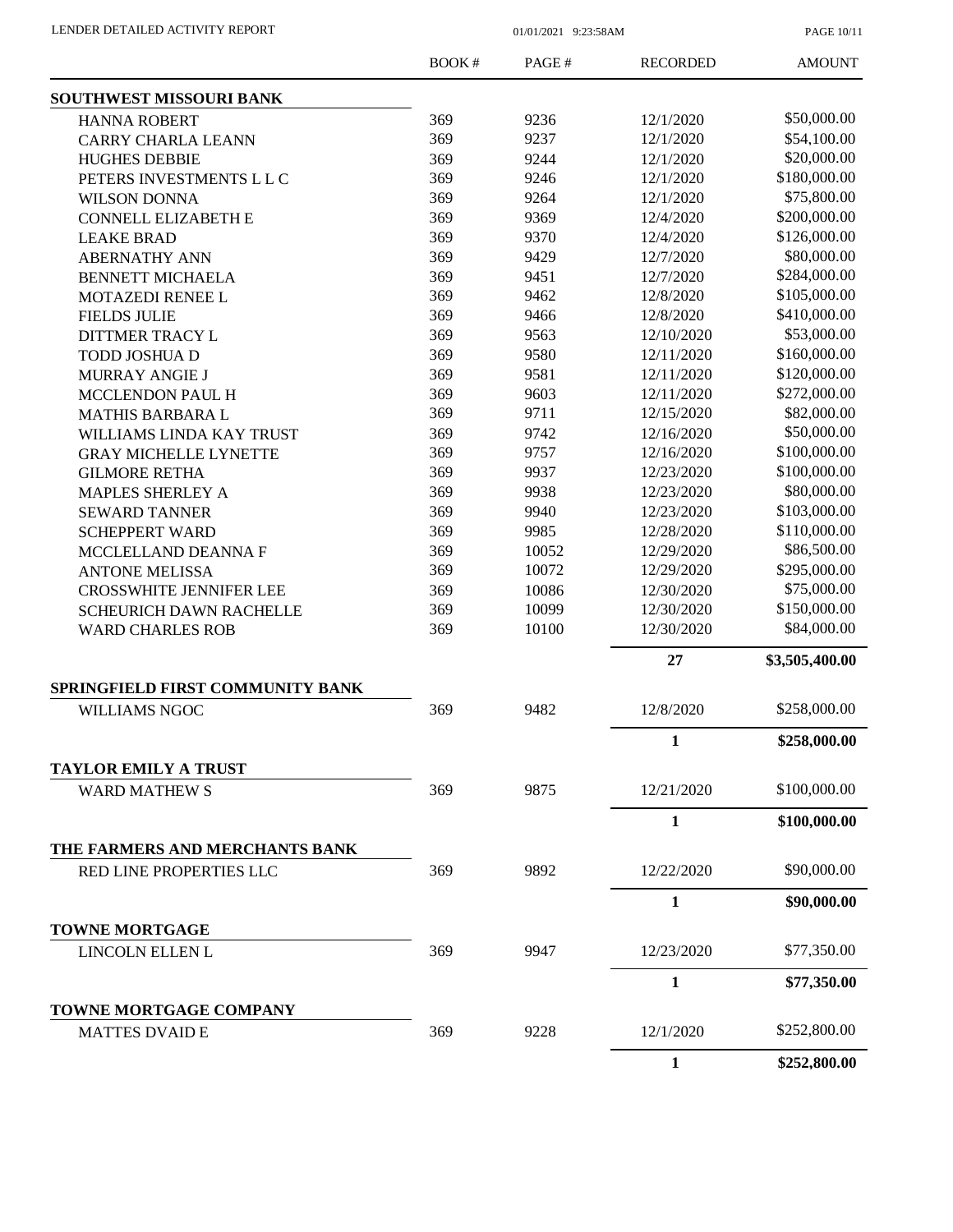| | BOOK # | PAGE # | RECORDED | AMOUNT |
|---|---|---|---|---|
| **SOUTHWEST MISSOURI BANK** | | | | |
| HANNA ROBERT | 369 | 9236 | 12/1/2020 | \$50,000.00 |
| CARRY CHARLA LEANN | 369 | 9237 | 12/1/2020 | \$54,100.00 |
| HUGHES DEBBIE | 369 | 9244 | 12/1/2020 | \$20,000.00 |
| PETERS INVESTMENTS L L C | 369 | 9246 | 12/1/2020 | \$180,000.00 |
| WILSON DONNA | 369 | 9264 | 12/1/2020 | \$75,800.00 |
| CONNELL ELIZABETH E | 369 | 9369 | 12/4/2020 | \$200,000.00 |
| LEAKE BRAD | 369 | 9370 | 12/4/2020 | \$126,000.00 |
| ABERNATHY ANN | 369 | 9429 | 12/7/2020 | \$80,000.00 |
| BENNETT MICHAELA | 369 | 9451 | 12/7/2020 | \$284,000.00 |
| MOTAZEDI RENEE L | 369 | 9462 | 12/8/2020 | \$105,000.00 |
| FIELDS JULIE | 369 | 9466 | 12/8/2020 | \$410,000.00 |
| DITTMER TRACY L | 369 | 9563 | 12/10/2020 | \$53,000.00 |
| TODD JOSHUA D | 369 | 9580 | 12/11/2020 | \$160,000.00 |
| MURRAY ANGIE J | 369 | 9581 | 12/11/2020 | \$120,000.00 |
| MCCLENDON PAUL H | 369 | 9603 | 12/11/2020 | \$272,000.00 |
| MATHIS BARBARA L | 369 | 9711 | 12/15/2020 | \$82,000.00 |
| WILLIAMS LINDA KAY TRUST | 369 | 9742 | 12/16/2020 | \$50,000.00 |
| GRAY MICHELLE LYNETTE | 369 | 9757 | 12/16/2020 | \$100,000.00 |
| GILMORE RETHA | 369 | 9937 | 12/23/2020 | \$100,000.00 |
| MAPLES SHERLEY A | 369 | 9938 | 12/23/2020 | \$80,000.00 |
| SEWARD TANNER | 369 | 9940 | 12/23/2020 | \$103,000.00 |
| SCHEPPERT WARD | 369 | 9985 | 12/28/2020 | \$110,000.00 |
| MCCLELLAND DEANNA F | 369 | 10052 | 12/29/2020 | \$86,500.00 |
| ANTONE MELISSA | 369 | 10072 | 12/29/2020 | \$295,000.00 |
| CROSSWHITE JENNIFER LEE | 369 | 10086 | 12/30/2020 | \$75,000.00 |
| SCHEURICH DAWN RACHELLE | 369 | 10099 | 12/30/2020 | \$150,000.00 |
| WARD CHARLES ROB | 369 | 10100 | 12/30/2020 | \$84,000.00 |
| | | | **27** | **\$3,505,400.00** |
| **SPRINGFIELD FIRST COMMUNITY BANK** | | | | |
| WILLIAMS NGOC | 369 | 9482 | 12/8/2020 | \$258,000.00 |
| | | | **1** | **\$258,000.00** |
| **TAYLOR EMILY A TRUST** | | | | |
| WARD MATHEW S | 369 | 9875 | 12/21/2020 | \$100,000.00 |
| | | | **1** | **\$100,000.00** |
| **THE FARMERS AND MERCHANTS BANK** | | | | |
| RED LINE PROPERTIES LLC | 369 | 9892 | 12/22/2020 | \$90,000.00 |
| | | | **1** | **\$90,000.00** |
| **TOWNE MORTGAGE** | | | | |
| LINCOLN ELLEN L | 369 | 9947 | 12/23/2020 | \$77,350.00 |
| | | | **1** | **\$77,350.00** |
| **TOWNE MORTGAGE COMPANY** | | | | |
| MATTES DVAID E | 369 | 9228 | 12/1/2020 | \$252,800.00 |
| | | | **1** | **\$252,800.00** |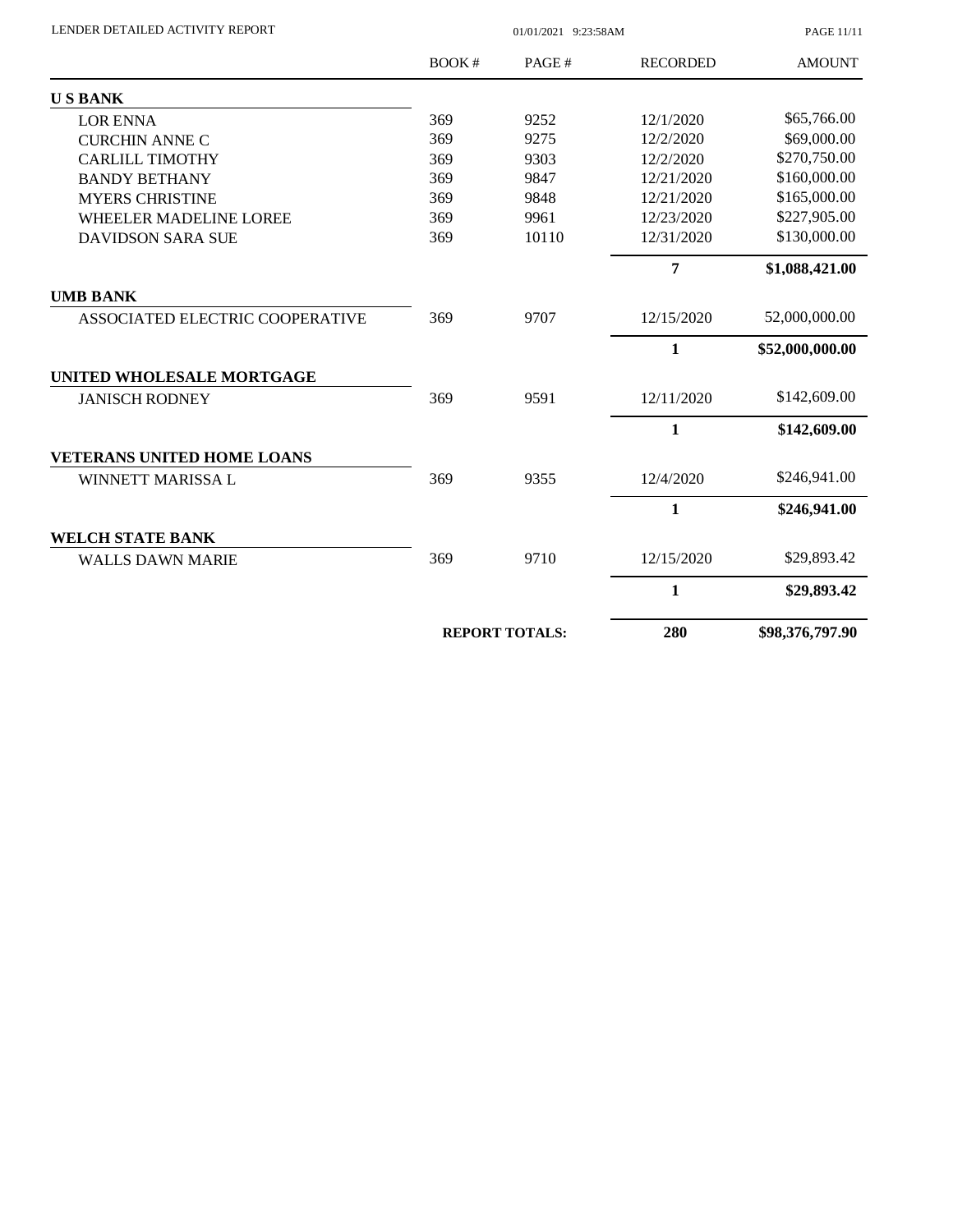| | BOOK # | PAGE # | RECORDED | AMOUNT |
|---|---|---|---|---|
| **U S BANK** | | | | |
| LOR ENNA | 369 | 9252 | 12/1/2020 | $65,766.00 |
| CURCHIN ANNE C | 369 | 9275 | 12/2/2020 | $69,000.00 |
| CARLILL TIMOTHY | 369 | 9303 | 12/2/2020 | $270,750.00 |
| BANDY BETHANY | 369 | 9847 | 12/21/2020 | $160,000.00 |
| MYERS CHRISTINE | 369 | 9848 | 12/21/2020 | $165,000.00 |
| WHEELER MADELINE LOREE | 369 | 9961 | 12/23/2020 | $227,905.00 |
| DAVIDSON SARA SUE | 369 | 10110 | 12/31/2020 | $130,000.00 |
| | | | **7** | **$1,088,421.00** |
| **UMB BANK** | | | | |
| ASSOCIATED ELECTRIC COOPERATIVE | 369 | 9707 | 12/15/2020 | 52,000,000.00 |
| | | | **1** | **$52,000,000.00** |
| **UNITED WHOLESALE MORTGAGE** | | | | |
| JANISCH RODNEY | 369 | 9591 | 12/11/2020 | $142,609.00 |
| | | | **1** | **$142,609.00** |
| **VETERANS UNITED HOME LOANS** | | | | |
| WINNETT MARISSA L | 369 | 9355 | 12/4/2020 | $246,941.00 |
| | | | **1** | **$246,941.00** |
| **WELCH STATE BANK** | | | | |
| WALLS DAWN MARIE | 369 | 9710 | 12/15/2020 | $29,893.42 |
| | | | **1** | **$29,893.42** |
| | **REPORT TOTALS:** | | **280** | **$98,376,797.90** |